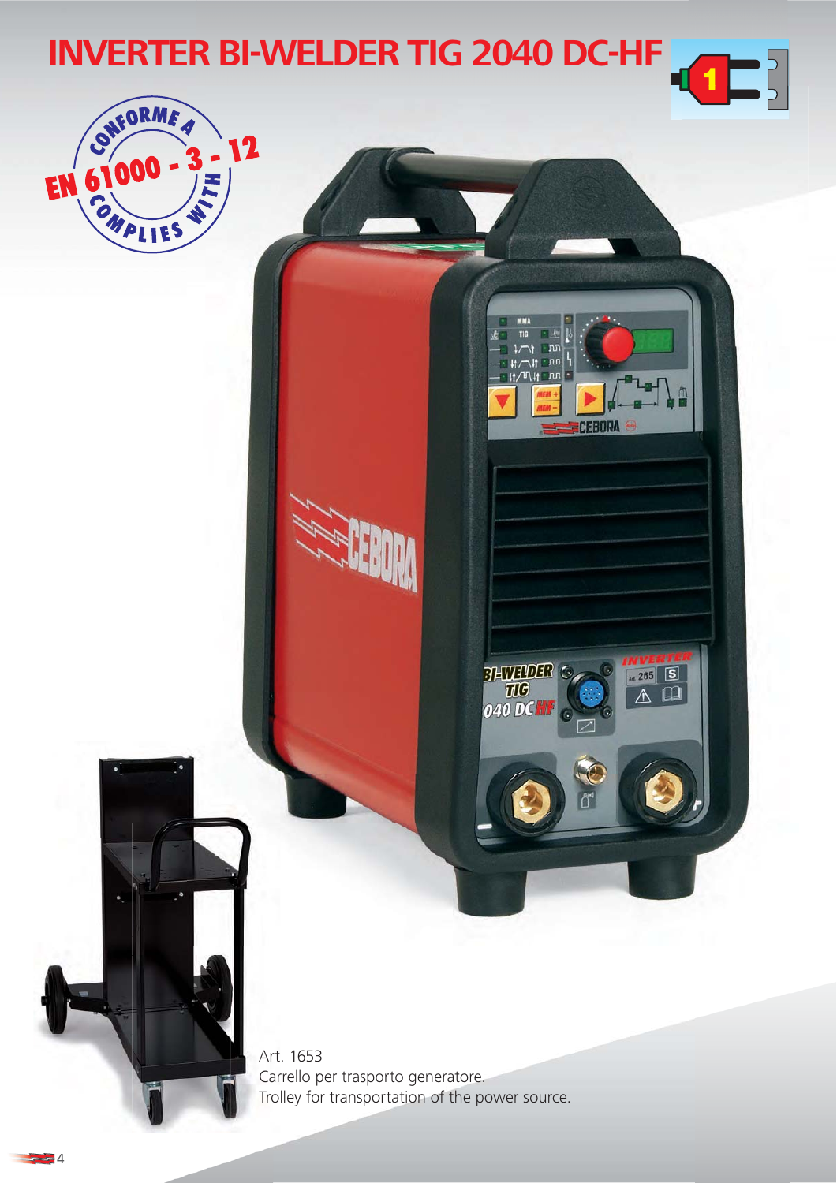# INVERTER BI-WELDER TIG 2040 DC-HF

CONFORME A EN 61000 - 3 - 12 COMPLIES WITH

Art. 1653
Carrello per trasporto generatore.
Trolley for transportation of the power source.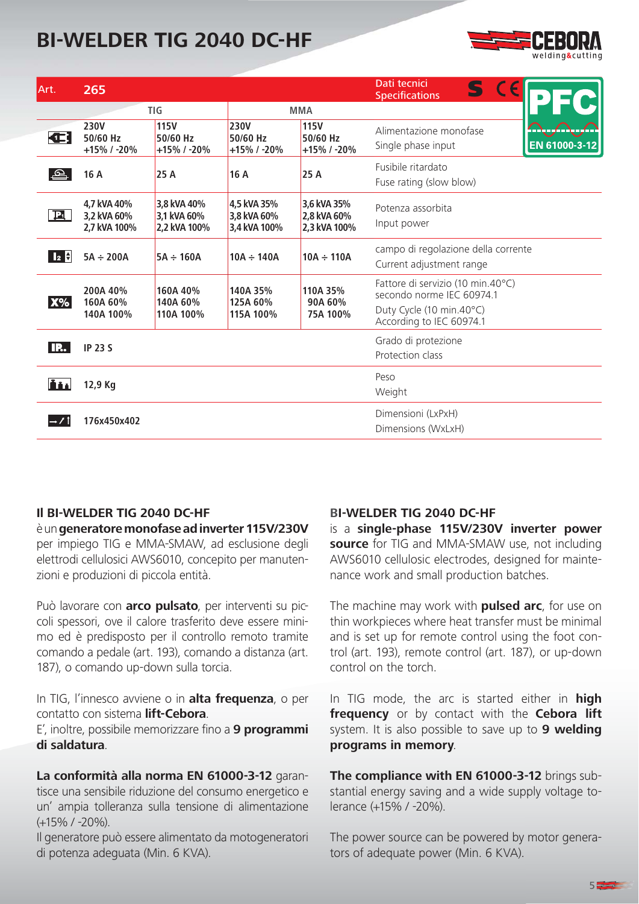# BI-WELDER TIG 2040 DC-HF

CEBORA welding&cutting

| Art. | 265 | | | | Dati tecnici / Specifications |
|---|---|---|---|---|---|
| | TIG | | MMA | | |
| | 230V 50/60 Hz +15% / -20% | 115V 50/60 Hz +15% / -20% | 230V 50/60 Hz +15% / -20% | 115V 50/60 Hz +15% / -20% | Alimentazione monofase / Single phase input |
| | 16 A | 25 A | 16 A | 25 A | Fusibile ritardato / Fuse rating (slow blow) |
| | 4,7 kVA 40% 3,2 kVA 60% 2,7 kVA 100% | 3,8 kVA 40% 3,1 kVA 60% 2,2 kVA 100% | 4,5 kVA 35% 3,8 kVA 60% 3,4 kVA 100% | 3,6 kVA 35% 2,8 kVA 60% 2,3 kVA 100% | Potenza assorbita / Input power |
| | 5A ÷ 200A | 5A ÷ 160A | 10A ÷ 140A | 10A ÷ 110A | campo di regolazione della corrente / Current adjustment range |
| X% | 200A 40% 160A 60% 140A 100% | 160A 40% 140A 60% 110A 100% | 140A 35% 125A 60% 115A 100% | 110A 35% 90A 60% 75A 100% | Fattore di servizio (10 min.40°C) secondo norme IEC 60974.1 / Duty Cycle (10 min.40°C) According to IEC 60974.1 |
| IP | IP 23 S | | | | Grado di protezione / Protection class |
| | 12,9 Kg | | | | Peso / Weight |
| | 176x450x402 | | | | Dimensioni (LxPxH) / Dimensions (WxLxH) |

PFC EN 61000-3-12

**Il BI-WELDER TIG 2040 DC-HF**

è un **generatore monofase ad inverter 115V/230V** per impiego TIG e MMA-SMAW, ad esclusione degli elettrodi cellulosici AWS6010, concepito per manutenzioni e produzioni di piccola entità.

Può lavorare con **arco pulsato**, per interventi su piccoli spessori, ove il calore trasferito deve essere minimo ed è predisposto per il controllo remoto tramite comando a pedale (art. 193), comando a distanza (art. 187), o comando up-down sulla torcia.

In TIG, l'innesco avviene o in **alta frequenza**, o per contatto con sistema **lift-Cebora**.
E', inoltre, possibile memorizzare fino a **9 programmi di saldatura**.

**La conformità alla norma EN 61000-3-12** garantisce una sensibile riduzione del consumo energetico e un' ampia tolleranza sulla tensione di alimentazione (+15% / -20%).
Il generatore può essere alimentato da motogeneratori di potenza adeguata (Min. 6 KVA).

**BI-WELDER TIG 2040 DC-HF**

is a **single-phase 115V/230V inverter power source** for TIG and MMA-SMAW use, not including AWS6010 cellulosic electrodes, designed for maintenance work and small production batches.

The machine may work with **pulsed arc**, for use on thin workpieces where heat transfer must be minimal and is set up for remote control using the foot control (art. 193), remote control (art. 187), or up-down control on the torch.

In TIG mode, the arc is started either in **high frequency** or by contact with the **Cebora lift** system. It is also possible to save up to **9 welding programs in memory**.

**The compliance with EN 61000-3-12** brings substantial energy saving and a wide supply voltage tolerance (+15% / -20%).

The power source can be powered by motor generators of adequate power (Min. 6 KVA).